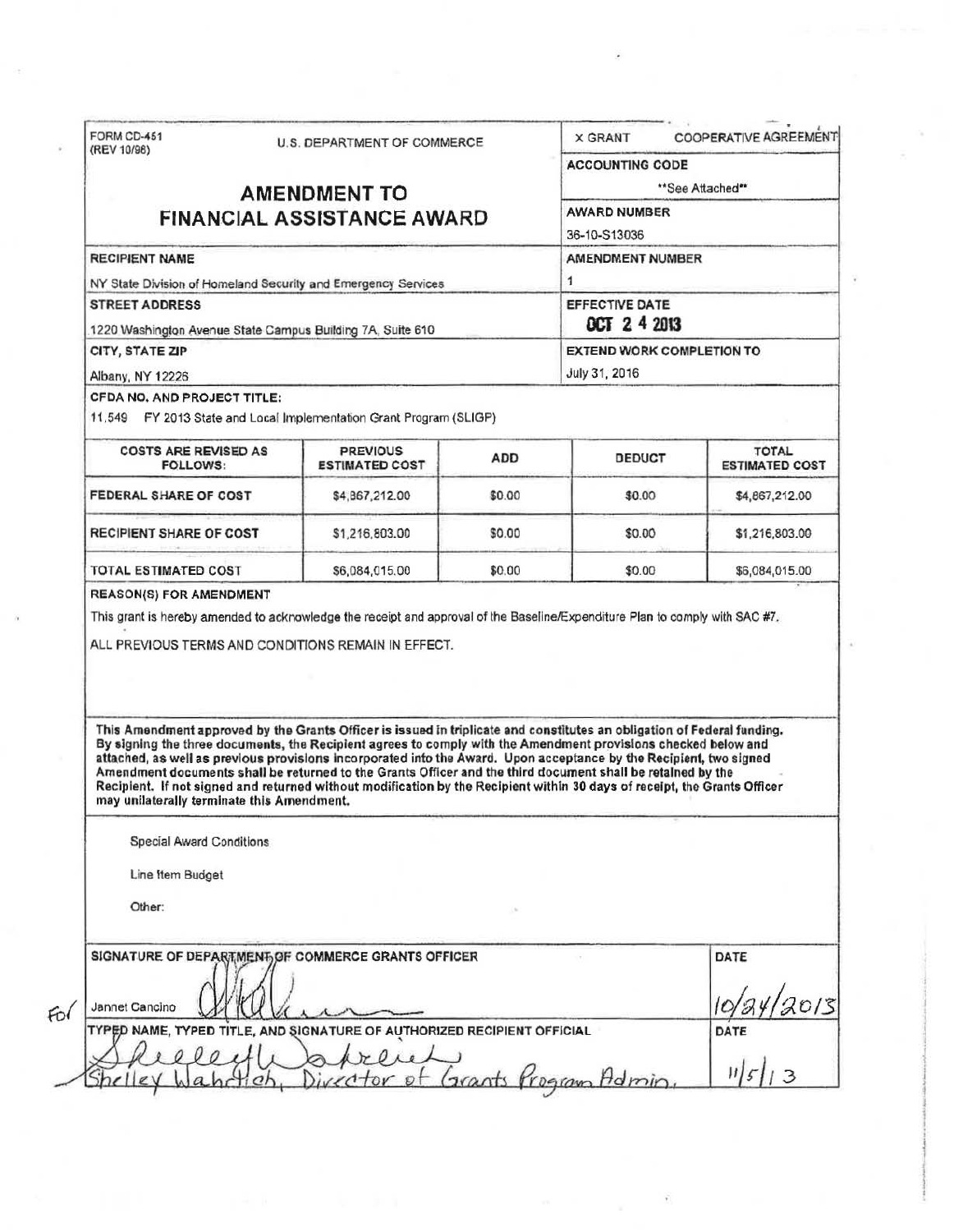FORM CD-451
(REV 10/98)

U.S. DEPARTMENT OF COMMERCE

X GRANT     COOPERATIVE AGREEMENT

# AMENDMENT TO FINANCIAL ASSISTANCE AWARD

| | |
|---|---|
| **ACCOUNTING CODE** | **See Attached** |
| **AWARD NUMBER** | 36-10-S13036 |
| **AMENDMENT NUMBER** | 1 |
| **EFFECTIVE DATE** | OCT 2 4 2013 |
| **EXTEND WORK COMPLETION TO** | July 31, 2016 |

**RECIPIENT NAME**
NY State Division of Homeland Security and Emergency Services

**STREET ADDRESS**
1220 Washington Avenue State Campus Building 7A, Suite 610

**CITY, STATE ZIP**
Albany, NY 12226

**CFDA NO. AND PROJECT TITLE:**
11.549 FY 2013 State and Local Implementation Grant Program (SLIGP)

| COSTS ARE REVISED AS FOLLOWS: | PREVIOUS ESTIMATED COST | ADD | DEDUCT | TOTAL ESTIMATED COST |
|---|---|---|---|---|
| FEDERAL SHARE OF COST | $4,867,212.00 | $0.00 | $0.00 | $4,867,212.00 |
| RECIPIENT SHARE OF COST | $1,216,803.00 | $0.00 | $0.00 | $1,216,803.00 |
| TOTAL ESTIMATED COST | $6,084,015.00 | $0.00 | $0.00 | $6,084,015.00 |

**REASON(S) FOR AMENDMENT**

This grant is hereby amended to acknowledge the receipt and approval of the Baseline/Expenditure Plan to comply with SAC #7.

ALL PREVIOUS TERMS AND CONDITIONS REMAIN IN EFFECT.

**This Amendment approved by the Grants Officer is issued in triplicate and constitutes an obligation of Federal funding. By signing the three documents, the Recipient agrees to comply with the Amendment provisions checked below and attached, as well as previous provisions incorporated into the Award. Upon acceptance by the Recipient, two signed Amendment documents shall be returned to the Grants Officer and the third document shall be retained by the Recipient. If not signed and returned without modification by the Recipient within 30 days of receipt, the Grants Officer may unilaterally terminate this Amendment.**

Special Award Conditions

Line Item Budget

Other:

| SIGNATURE OF DEPARTMENT OF COMMERCE GRANTS OFFICER | DATE |
|---|---|
| For Jannet Cancino | 10/24/2013 |
| **TYPED NAME, TYPED TITLE, AND SIGNATURE OF AUTHORIZED RECIPIENT OFFICIAL** | **DATE** |
| Shelley Wahrlich, Director of Grants Program Admin. | 11/5/13 |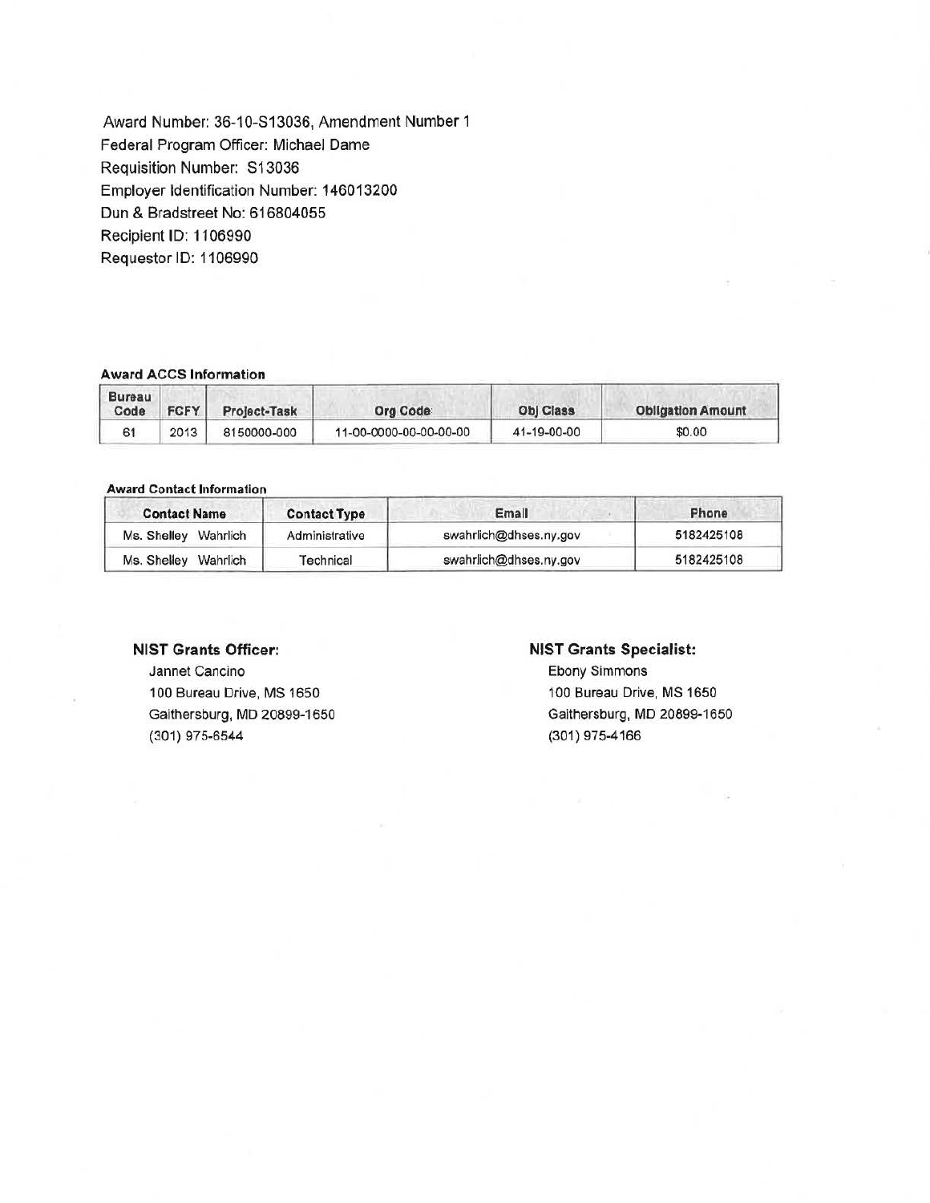Award Number: 36-10-S13036, Amendment Number 1
Federal Program Officer: Michael Dame
Requisition Number: S13036
Employer Identification Number: 146013200
Dun & Bradstreet No: 616804055
Recipient ID: 1106990
Requestor ID: 1106990

**Award ACCS Information**

| Bureau Code | FCFY | Project-Task | Org Code | Obj Class | Obligation Amount |
|---|---|---|---|---|---|
| 61 | 2013 | 8150000-000 | 11-00-0000-00-00-00-00 | 41-19-00-00 | $0.00 |

**Award Contact Information**

| Contact Name | Contact Type | Email | Phone |
|---|---|---|---|
| Ms. Shelley Wahrlich | Administrative | swahrlich@dhses.ny.gov | 5182425108 |
| Ms. Shelley Wahrlich | Technical | swahrlich@dhses.ny.gov | 5182425108 |

**NIST Grants Officer:**

Jannet Cancino
100 Bureau Drive, MS 1650
Gaithersburg, MD 20899-1650
(301) 975-6544

**NIST Grants Specialist:**

Ebony Simmons
100 Bureau Drive, MS 1650
Gaithersburg, MD 20899-1650
(301) 975-4166